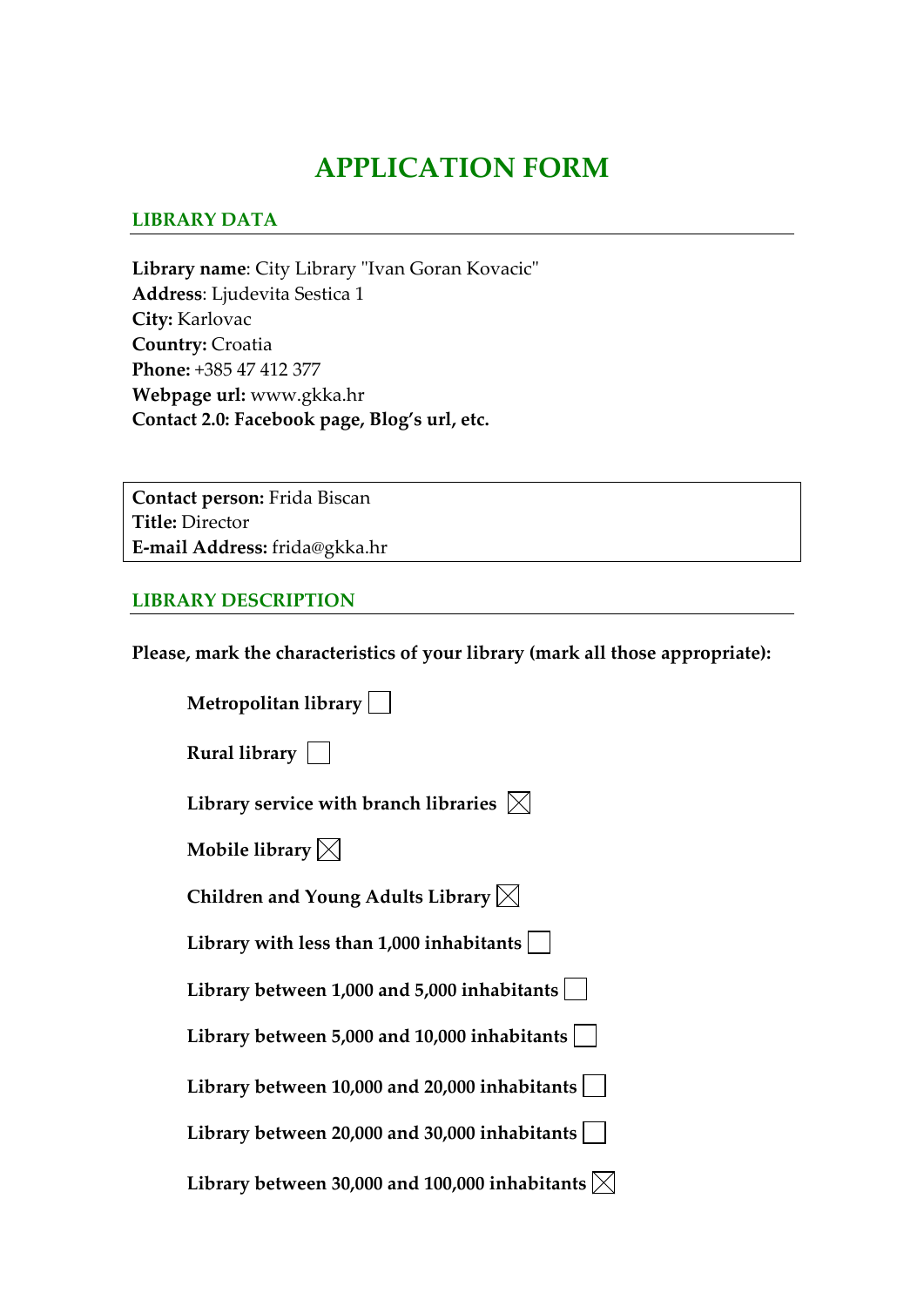# APPLICATION FORM

## LIBRARY DATA

**Library name**: City Library "Ivan Goran Kovacic"
**Address**: Ljudevita Sestica 1
**City:** Karlovac
**Country:** Croatia
**Phone:** +385 47 412 377
**Webpage url:** www.gkka.hr
**Contact 2.0: Facebook page, Blog's url, etc.**

**Contact person:** Frida Biscan
**Title:** Director
**E-mail Address:** frida@gkka.hr

## LIBRARY DESCRIPTION

**Please, mark the characteristics of your library (mark all those appropriate):**

- **Metropolitan library** ☐
- **Rural library** ☐
- **Library service with branch libraries** ☒
- **Mobile library** ☒
- **Children and Young Adults Library** ☒
- **Library with less than 1,000 inhabitants** ☐
- **Library between 1,000 and 5,000 inhabitants** ☐
- **Library between 5,000 and 10,000 inhabitants** ☐
- **Library between 10,000 and 20,000 inhabitants** ☐
- **Library between 20,000 and 30,000 inhabitants** ☐
- **Library between 30,000 and 100,000 inhabitants** ☒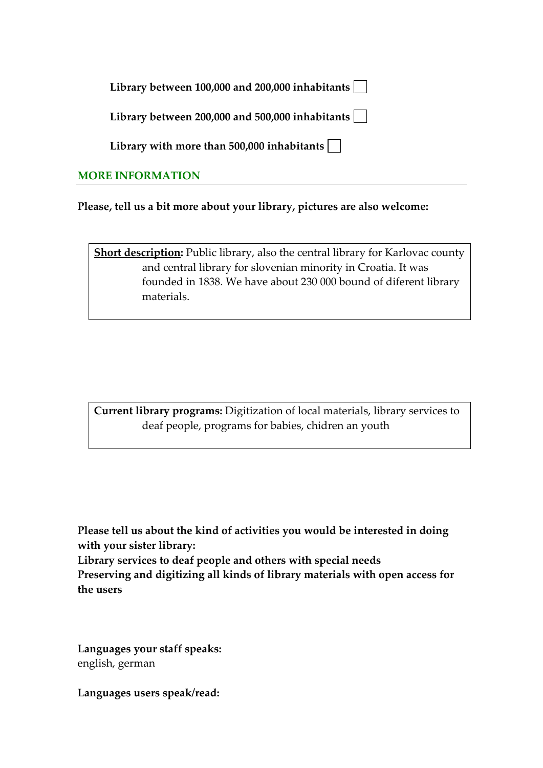**Library between 100,000 and 200,000 inhabitants** ☐

**Library between 200,000 and 500,000 inhabitants** ☐

**Library with more than 500,000 inhabitants** ☐

## MORE INFORMATION

**Please, tell us a bit more about your library, pictures are also welcome:**

**Short description:** Public library, also the central library for Karlovac county and central library for slovenian minority in Croatia. It was founded in 1838. We have about 230 000 bound of diferent library materials.

**Current library programs:** Digitization of local materials, library services to deaf people, programs for babies, chidren an youth

**Please tell us about the kind of activities you would be interested in doing with your sister library:**
**Library services to deaf people and others with special needs**
**Preserving and digitizing all kinds of library materials with open access for the users**

**Languages your staff speaks:**
english, german

**Languages users speak/read:**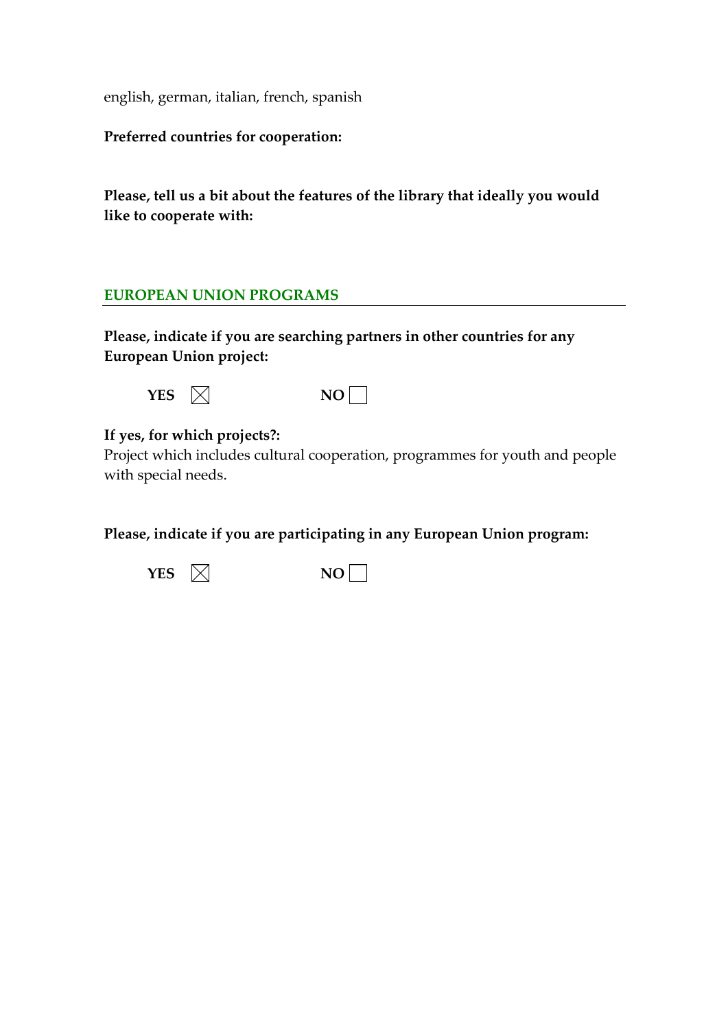english, german, italian, french, spanish

**Preferred countries for cooperation:**

**Please, tell us a bit about the features of the library that ideally you would like to cooperate with:**

## EUROPEAN UNION PROGRAMS

**Please, indicate if you are searching partners in other countries for any European Union project:**

**YES** ☒ **NO** ☐

**If yes, for which projects?:**
Project which includes cultural cooperation, programmes for youth and people with special needs.

**Please, indicate if you are participating in any European Union program:**

**YES** ☒ **NO** ☐